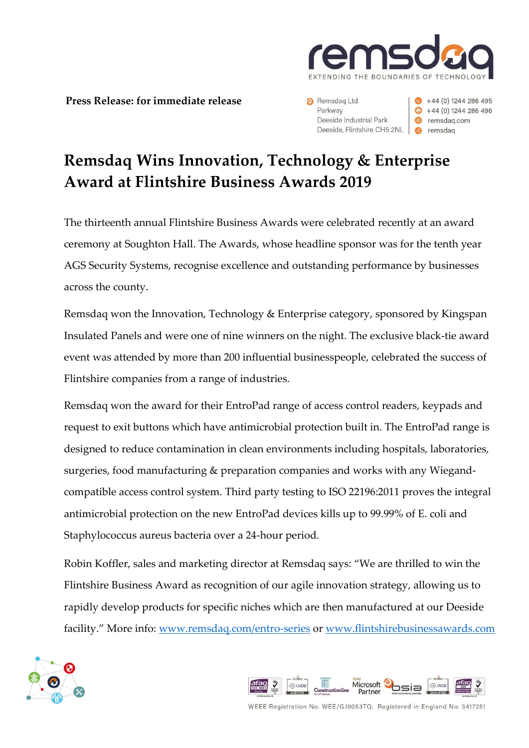EXTENDING THE BOUNDARIES OF TECHNOLOGY

**Press Release: for immediate release**

Remsdaq Ltd
Parkway
Deeside Industrial Park
Deeside, Flintshire CH5 2NL

+44 (0) 1244 286 495
+44 (0) 1244 286 496
remsdaq.com
remsdaq

# Remsdaq Wins Innovation, Technology & Enterprise Award at Flintshire Business Awards 2019

The thirteenth annual Flintshire Business Awards were celebrated recently at an award ceremony at Soughton Hall. The Awards, whose headline sponsor was for the tenth year AGS Security Systems, recognise excellence and outstanding performance by businesses across the county.

Remsdaq won the Innovation, Technology & Enterprise category, sponsored by Kingspan Insulated Panels and were one of nine winners on the night. The exclusive black-tie award event was attended by more than 200 influential businesspeople, celebrated the success of Flintshire companies from a range of industries.

Remsdaq won the award for their EntroPad range of access control readers, keypads and request to exit buttons which have antimicrobial protection built in. The EntroPad range is designed to reduce contamination in clean environments including hospitals, laboratories, surgeries, food manufacturing & preparation companies and works with any Wiegand-compatible access control system. Third party testing to ISO 22196:2011 proves the integral antimicrobial protection on the new EntroPad devices kills up to 99.99% of E. coli and Staphylococcus aureus bacteria over a 24-hour period.

Robin Koffler, sales and marketing director at Remsdaq says: "We are thrilled to win the Flintshire Business Award as recognition of our agile innovation strategy, allowing us to rapidly develop products for specific niches which are then manufactured at our Deeside facility." More info: www.remsdaq.com/entro-series or www.flintshirebusinessawards.com

WEEE Registration No. WEE/GJ0053TQ. Registered in England No. 3417251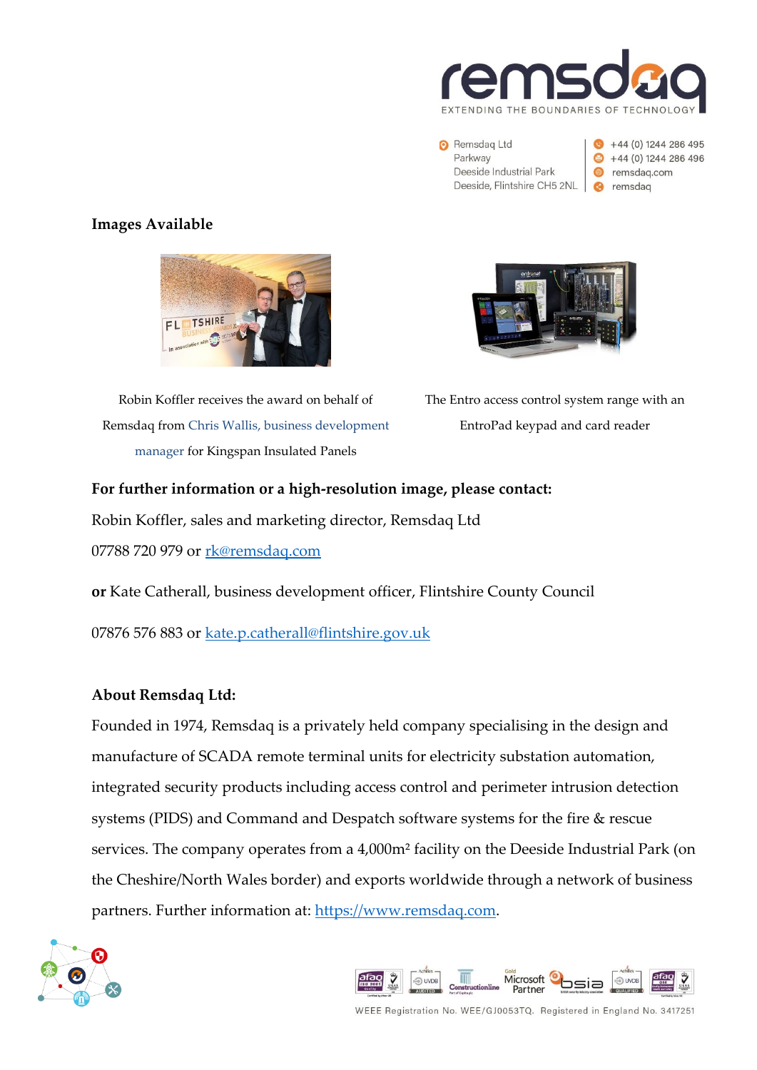remsdaq

EXTENDING THE BOUNDARIES OF TECHNOLOGY

Remsdaq Ltd
Parkway
Deeside Industrial Park
Deeside, Flintshire CH5 2NL

+44 (0) 1244 286 495
+44 (0) 1244 286 496
remsdaq.com
remsdaq

**Images Available**

Robin Koffler receives the award on behalf of Remsdaq from Chris Wallis, business development manager for Kingspan Insulated Panels

The Entro access control system range with an EntroPad keypad and card reader

**For further information or a high-resolution image, please contact:**

Robin Koffler, sales and marketing director, Remsdaq Ltd

07788 720 979 or rk@remsdaq.com

**or** Kate Catherall, business development officer, Flintshire County Council

07876 576 883 or kate.p.catherall@flintshire.gov.uk

**About Remsdaq Ltd:**

Founded in 1974, Remsdaq is a privately held company specialising in the design and manufacture of SCADA remote terminal units for electricity substation automation, integrated security products including access control and perimeter intrusion detection systems (PIDS) and Command and Despatch software systems for the fire & rescue services. The company operates from a 4,000m² facility on the Deeside Industrial Park (on the Cheshire/North Wales border) and exports worldwide through a network of business partners. Further information at: https://www.remsdaq.com.

WEEE Registration No. WEE/GJ0053TQ. Registered in England No. 3417251